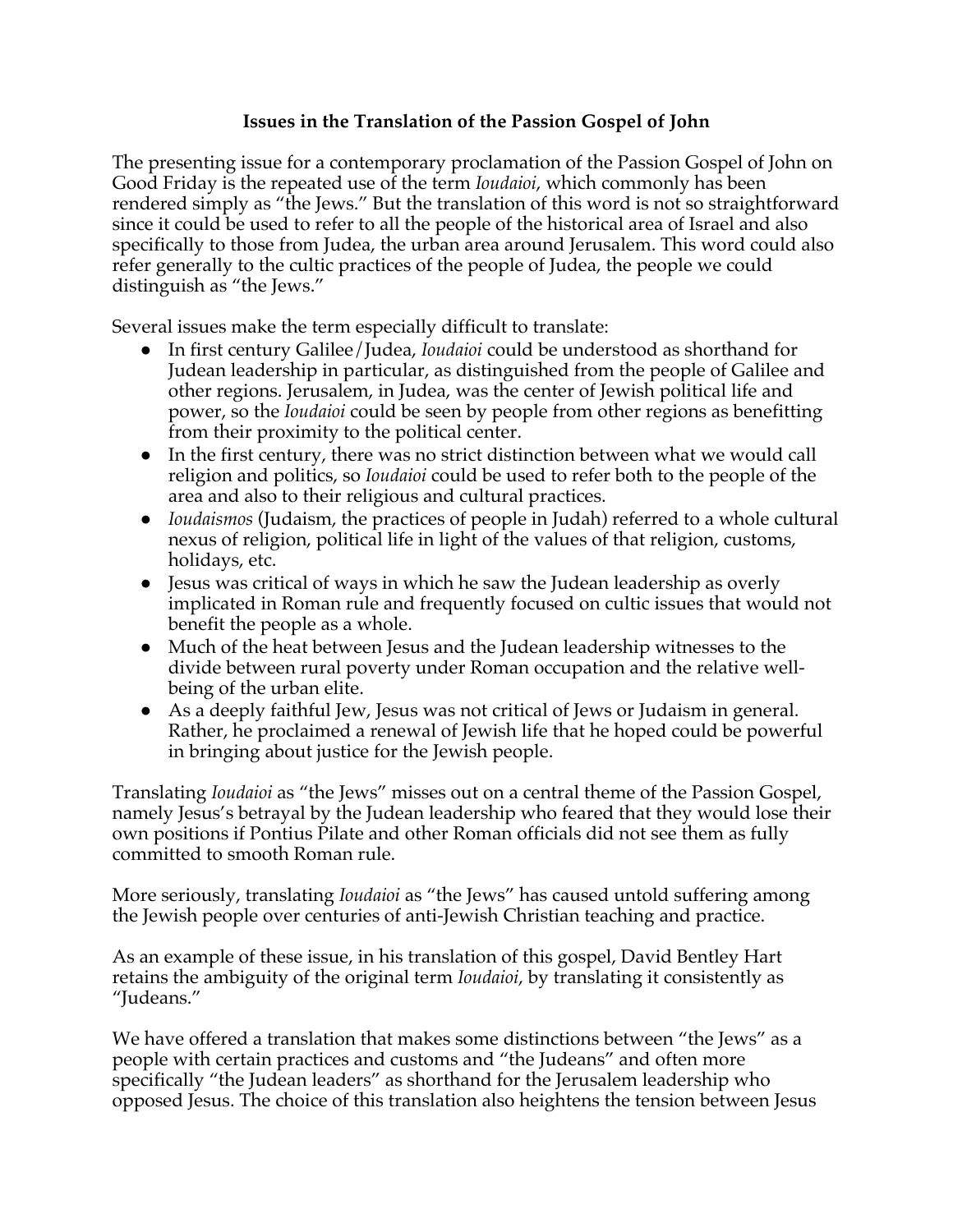**Issues in the Translation of the Passion Gospel of John**

The presenting issue for a contemporary proclamation of the Passion Gospel of John on Good Friday is the repeated use of the term *Ioudaioi*, which commonly has been rendered simply as "the Jews." But the translation of this word is not so straightforward since it could be used to refer to all the people of the historical area of Israel and also specifically to those from Judea, the urban area around Jerusalem. This word could also refer generally to the cultic practices of the people of Judea, the people we could distinguish as "the Jews."

Several issues make the term especially difficult to translate:

- In first century Galilee/Judea, *Ioudaioi* could be understood as shorthand for Judean leadership in particular, as distinguished from the people of Galilee and other regions. Jerusalem, in Judea, was the center of Jewish political life and power, so the *Ioudaioi* could be seen by people from other regions as benefitting from their proximity to the political center.
- In the first century, there was no strict distinction between what we would call religion and politics, so *Ioudaioi* could be used to refer both to the people of the area and also to their religious and cultural practices.
- *Ioudaismos* (Judaism, the practices of people in Judah) referred to a whole cultural nexus of religion, political life in light of the values of that religion, customs, holidays, etc.
- Jesus was critical of ways in which he saw the Judean leadership as overly implicated in Roman rule and frequently focused on cultic issues that would not benefit the people as a whole.
- Much of the heat between Jesus and the Judean leadership witnesses to the divide between rural poverty under Roman occupation and the relative well-being of the urban elite.
- As a deeply faithful Jew, Jesus was not critical of Jews or Judaism in general. Rather, he proclaimed a renewal of Jewish life that he hoped could be powerful in bringing about justice for the Jewish people.

Translating *Ioudaioi* as "the Jews" misses out on a central theme of the Passion Gospel, namely Jesus's betrayal by the Judean leadership who feared that they would lose their own positions if Pontius Pilate and other Roman officials did not see them as fully committed to smooth Roman rule.

More seriously, translating *Ioudaioi* as "the Jews" has caused untold suffering among the Jewish people over centuries of anti-Jewish Christian teaching and practice.

As an example of these issue, in his translation of this gospel, David Bentley Hart retains the ambiguity of the original term *Ioudaioi*, by translating it consistently as "Judeans."

We have offered a translation that makes some distinctions between "the Jews" as a people with certain practices and customs and "the Judeans" and often more specifically "the Judean leaders" as shorthand for the Jerusalem leadership who opposed Jesus. The choice of this translation also heightens the tension between Jesus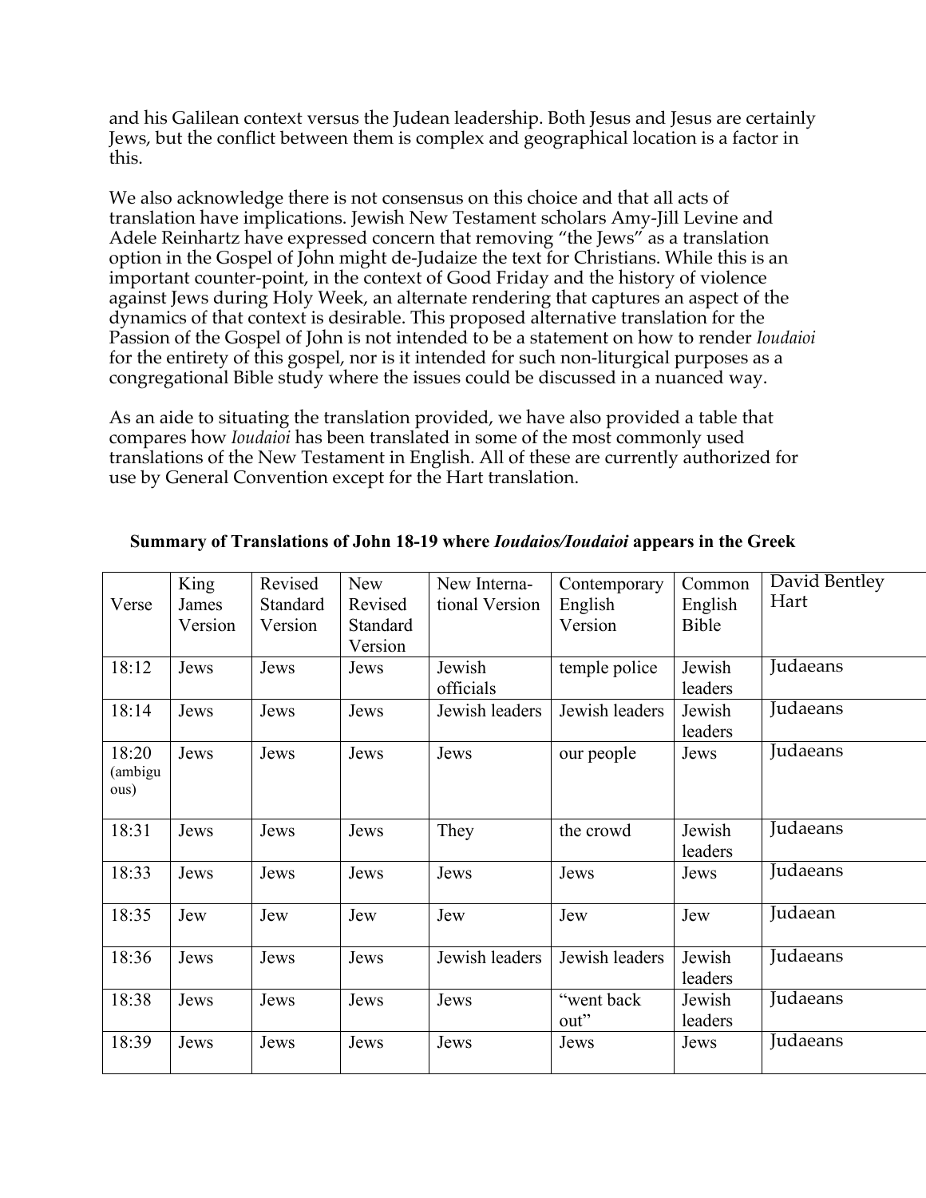and his Galilean context versus the Judean leadership. Both Jesus and Jesus are certainly Jews, but the conflict between them is complex and geographical location is a factor in this.

We also acknowledge there is not consensus on this choice and that all acts of translation have implications. Jewish New Testament scholars Amy-Jill Levine and Adele Reinhartz have expressed concern that removing "the Jews" as a translation option in the Gospel of John might de-Judaize the text for Christians. While this is an important counter-point, in the context of Good Friday and the history of violence against Jews during Holy Week, an alternate rendering that captures an aspect of the dynamics of that context is desirable. This proposed alternative translation for the Passion of the Gospel of John is not intended to be a statement on how to render *Ioudaioi* for the entirety of this gospel, nor is it intended for such non-liturgical purposes as a congregational Bible study where the issues could be discussed in a nuanced way.

As an aide to situating the translation provided, we have also provided a table that compares how *Ioudaioi* has been translated in some of the most commonly used translations of the New Testament in English. All of these are currently authorized for use by General Convention except for the Hart translation.

**Summary of Translations of John 18-19 where *Ioudaios/Ioudaioi* appears in the Greek**

| Verse | King James Version | Revised Standard Version | New Revised Standard Version | New International Version | Contemporary English Version | Common English Bible | David Bentley Hart |
|---|---|---|---|---|---|---|---|
| 18:12 | Jews | Jews | Jews | Jewish officials | temple police | Jewish leaders | Judaeans |
| 18:14 | Jews | Jews | Jews | Jewish leaders | Jewish leaders | Jewish leaders | Judaeans |
| 18:20 (ambiguous) | Jews | Jews | Jews | Jews | our people | Jews | Judaeans |
| 18:31 | Jews | Jews | Jews | They | the crowd | Jewish leaders | Judaeans |
| 18:33 | Jews | Jews | Jews | Jews | Jews | Jews | Judaeans |
| 18:35 | Jew | Jew | Jew | Jew | Jew | Jew | Judaean |
| 18:36 | Jews | Jews | Jews | Jewish leaders | Jewish leaders | Jewish leaders | Judaeans |
| 18:38 | Jews | Jews | Jews | Jews | "went back out" | Jewish leaders | Judaeans |
| 18:39 | Jews | Jews | Jews | Jews | Jews | Jews | Judaeans |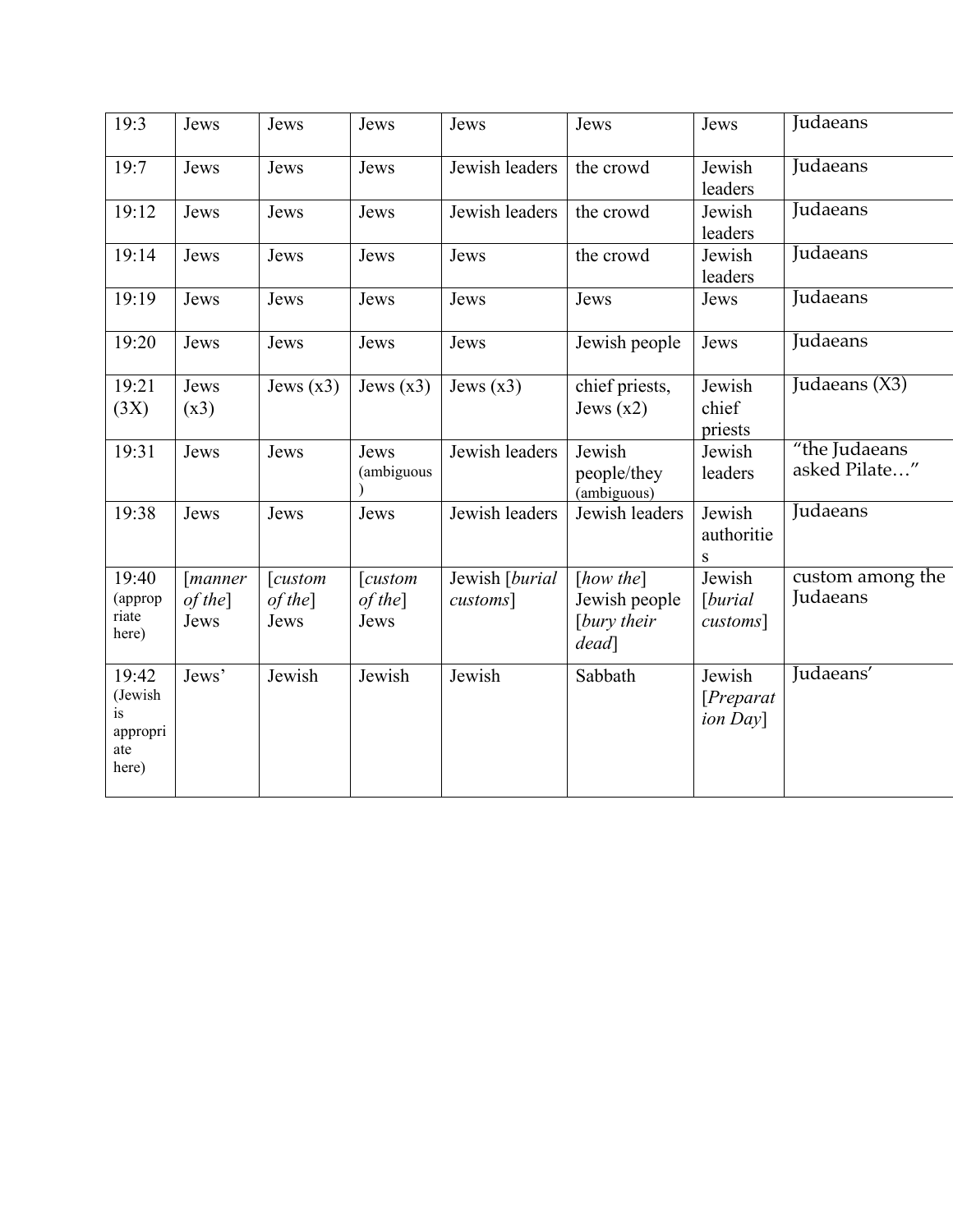| | | | | | | | |
|---|---|---|---|---|---|---|---|
| 19:3 | Jews | Jews | Jews | Jews | Jews | Jews | Judaeans |
| 19:7 | Jews | Jews | Jews | Jewish leaders | the crowd | Jewish leaders | Judaeans |
| 19:12 | Jews | Jews | Jews | Jewish leaders | the crowd | Jewish leaders | Judaeans |
| 19:14 | Jews | Jews | Jews | Jews | the crowd | Jewish leaders | Judaeans |
| 19:19 | Jews | Jews | Jews | Jews | Jews | Jews | Judaeans |
| 19:20 | Jews | Jews | Jews | Jews | Jewish people | Jews | Judaeans |
| 19:21 (3X) | Jews (x3) | Jews (x3) | Jews (x3) | Jews (x3) | chief priests, Jews (x2) | Jewish chief priests | Judaeans (X3) |
| 19:31 | Jews | Jews | Jews (ambiguous) | Jewish leaders | Jewish people/they (ambiguous) | Jewish leaders | "the Judaeans asked Pilate…" |
| 19:38 | Jews | Jews | Jews | Jewish leaders | Jewish leaders | Jewish authorities | Judaeans |
| 19:40 (appropriate here) | [*manner of the*] Jews | [*custom of the*] Jews | [*custom of the*] Jews | Jewish [*burial customs*] | [*how the*] Jewish people [*bury their dead*] | Jewish [*burial customs*] | custom among the Judaeans |
| 19:42 (Jewish is appropriate here) | Jews' | Jewish | Jewish | Jewish | Sabbath | Jewish [*Preparation Day*] | Judaeans' |